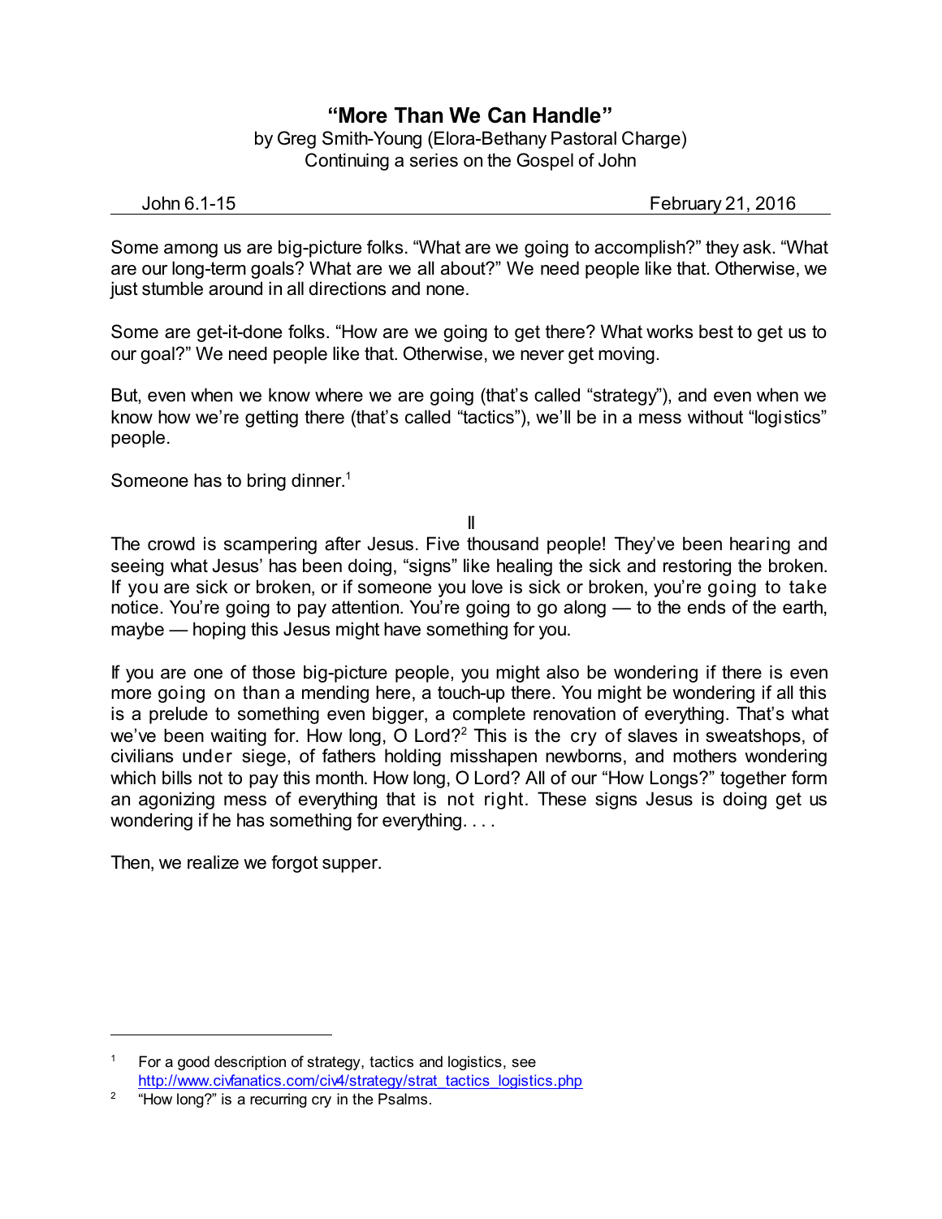# "More Than We Can Handle"

by Greg Smith-Young (Elora-Bethany Pastoral Charge)
Continuing a series on the Gospel of John

John 6.1-15 February 21, 2016

---

Some among us are big-picture folks. "What are we going to accomplish?" they ask. "What are our long-term goals? What are we all about?" We need people like that. Otherwise, we just stumble around in all directions and none.

Some are get-it-done folks. "How are we going to get there? What works best to get us to our goal?" We need people like that. Otherwise, we never get moving.

But, even when we know where we are going (that's called "strategy"), and even when we know how we're getting there (that's called "tactics"), we'll be in a mess without "logistics" people.

Someone has to bring dinner.[1]

II

The crowd is scampering after Jesus. Five thousand people! They've been hearing and seeing what Jesus' has been doing, "signs" like healing the sick and restoring the broken. If you are sick or broken, or if someone you love is sick or broken, you're going to take notice. You're going to pay attention. You're going to go along — to the ends of the earth, maybe — hoping this Jesus might have something for you.

If you are one of those big-picture people, you might also be wondering if there is even more going on than a mending here, a touch-up there. You might be wondering if all this is a prelude to something even bigger, a complete renovation of everything. That's what we've been waiting for. How long, O Lord?[2] This is the cry of slaves in sweatshops, of civilians under siege, of fathers holding misshapen newborns, and mothers wondering which bills not to pay this month. How long, O Lord? All of our "How Longs?" together form an agonizing mess of everything that is not right. These signs Jesus is doing get us wondering if he has something for everything. . . .

Then, we realize we forgot supper.

---

[1] For a good description of strategy, tactics and logistics, see http://www.civfanatics.com/civ4/strategy/strat_tactics_logistics.php

[2] "How long?" is a recurring cry in the Psalms.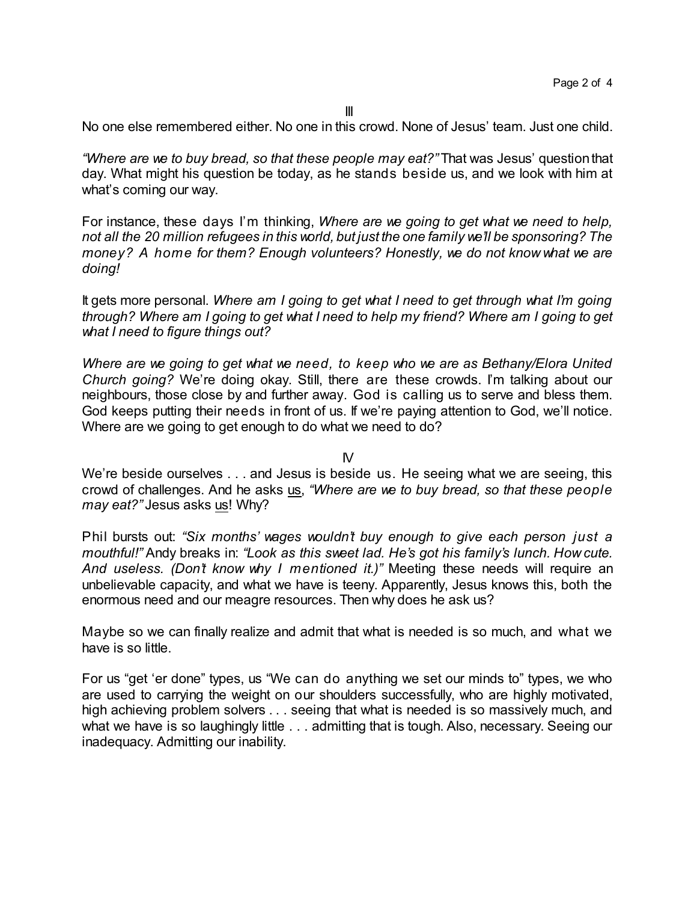III

No one else remembered either. No one in this crowd. None of Jesus' team. Just one child.

*"Where are we to buy bread, so that these people may eat?"* That was Jesus' question that day. What might his question be today, as he stands beside us, and we look with him at what's coming our way.

For instance, these days I'm thinking, *Where are we going to get what we need to help, not all the 20 million refugees in this world, but just the one family we'll be sponsoring? The money? A home for them? Enough volunteers? Honestly, we do not know what we are doing!*

It gets more personal. *Where am I going to get what I need to get through what I'm going through? Where am I going to get what I need to help my friend? Where am I going to get what I need to figure things out?*

*Where are we going to get what we need, to keep who we are as Bethany/Elora United Church going?* We're doing okay. Still, there are these crowds. I'm talking about our neighbours, those close by and further away. God is calling us to serve and bless them. God keeps putting their needs in front of us. If we're paying attention to God, we'll notice. Where are we going to get enough to do what we need to do?

IV

We're beside ourselves . . . and Jesus is beside us. He seeing what we are seeing, this crowd of challenges. And he asks <u>us</u>, *"Where are we to buy bread, so that these people may eat?"* Jesus asks <u>us</u>! Why?

Phil bursts out: *"Six months' wages wouldn't buy enough to give each person just a mouthful!"* Andy breaks in: *"Look as this sweet lad. He's got his family's lunch. How cute. And useless. (Don't know why I mentioned it.)"* Meeting these needs will require an unbelievable capacity, and what we have is teeny. Apparently, Jesus knows this, both the enormous need and our meagre resources. Then why does he ask us?

Maybe so we can finally realize and admit that what is needed is so much, and what we have is so little.

For us "get 'er done" types, us "We can do anything we set our minds to" types, we who are used to carrying the weight on our shoulders successfully, who are highly motivated, high achieving problem solvers . . . seeing that what is needed is so massively much, and what we have is so laughingly little . . . admitting that is tough. Also, necessary. Seeing our inadequacy. Admitting our inability.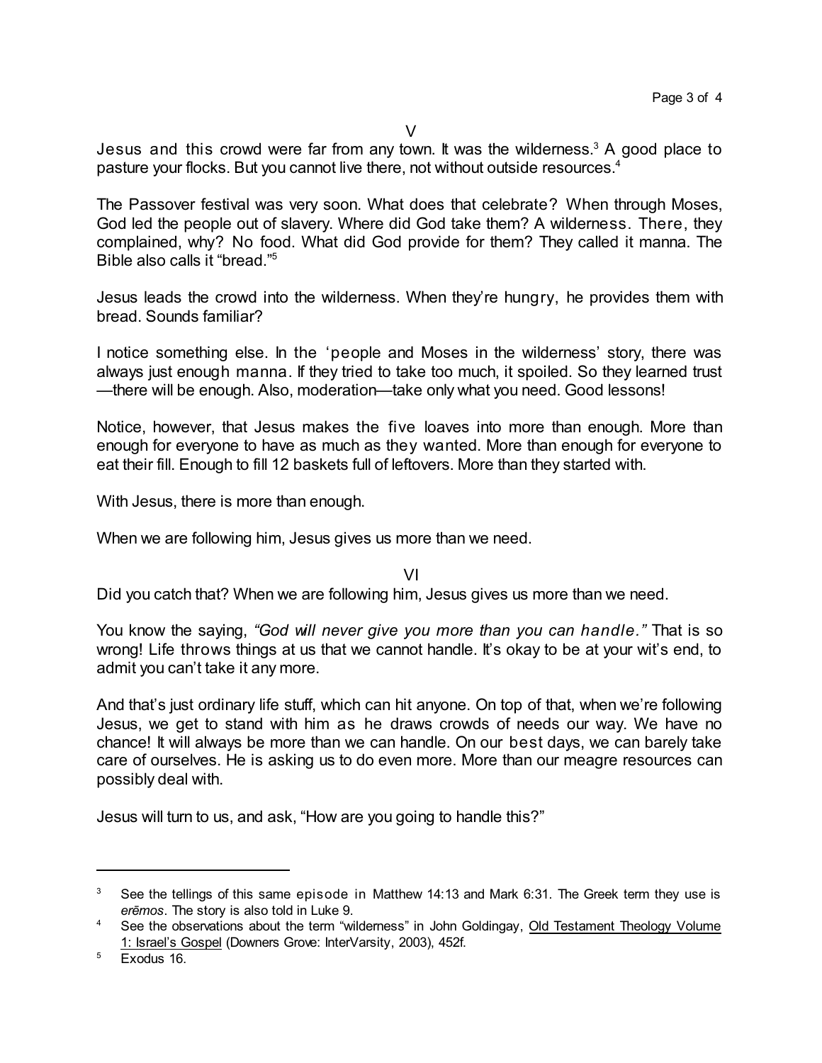V

Jesus and this crowd were far from any town. It was the wilderness.[3] A good place to pasture your flocks. But you cannot live there, not without outside resources.[4]

The Passover festival was very soon. What does that celebrate? When through Moses, God led the people out of slavery. Where did God take them? A wilderness. There, they complained, why? No food. What did God provide for them? They called it manna. The Bible also calls it "bread."[5]

Jesus leads the crowd into the wilderness. When they're hungry, he provides them with bread. Sounds familiar?

I notice something else. In the 'people and Moses in the wilderness' story, there was always just enough manna. If they tried to take too much, it spoiled. So they learned trust—there will be enough. Also, moderation—take only what you need. Good lessons!

Notice, however, that Jesus makes the five loaves into more than enough. More than enough for everyone to have as much as they wanted. More than enough for everyone to eat their fill. Enough to fill 12 baskets full of leftovers. More than they started with.

With Jesus, there is more than enough.

When we are following him, Jesus gives us more than we need.

VI

Did you catch that? When we are following him, Jesus gives us more than we need.

You know the saying, *"God will never give you more than you can handle."* That is so wrong! Life throws things at us that we cannot handle. It's okay to be at your wit's end, to admit you can't take it any more.

And that's just ordinary life stuff, which can hit anyone. On top of that, when we're following Jesus, we get to stand with him as he draws crowds of needs our way. We have no chance! It will always be more than we can handle. On our best days, we can barely take care of ourselves. He is asking us to do even more. More than our meagre resources can possibly deal with.

Jesus will turn to us, and ask, "How are you going to handle this?"

---

[3] See the tellings of this same episode in Matthew 14:13 and Mark 6:31. The Greek term they use is *erēmos*. The story is also told in Luke 9.

[4] See the observations about the term "wilderness" in John Goldingay, Old Testament Theology Volume 1: Israel's Gospel (Downers Grove: InterVarsity, 2003), 452f.

[5] Exodus 16.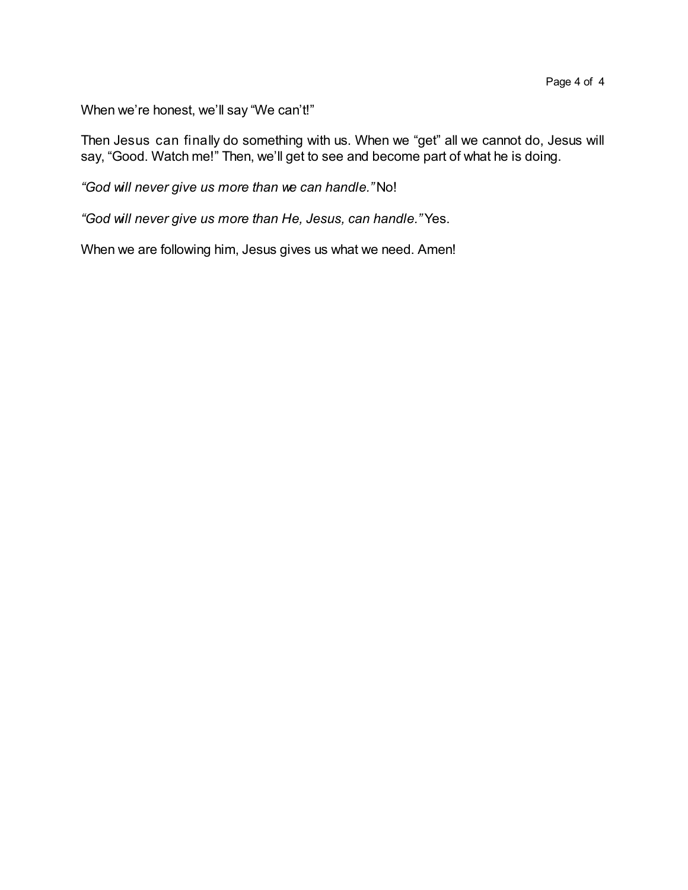When we're honest, we'll say "We can't!"

Then Jesus can finally do something with us. When we "get" all we cannot do, Jesus will say, "Good. Watch me!" Then, we'll get to see and become part of what he is doing.

*"God will never give us more than we can handle."* No!

*"God will never give us more than He, Jesus, can handle."* Yes.

When we are following him, Jesus gives us what we need. Amen!